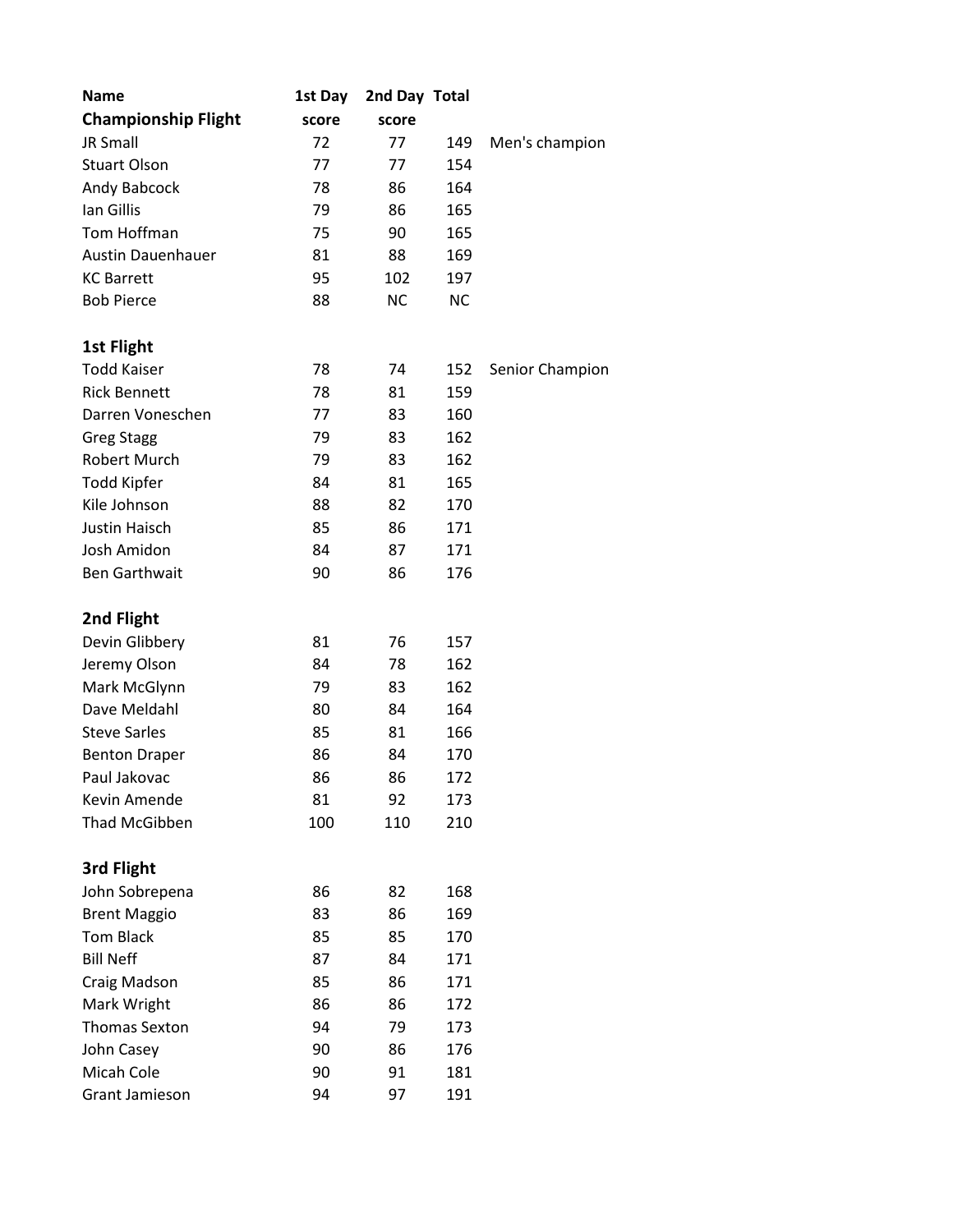| Name | 1st Day | 2nd Day | Total | |
|---|---|---|---|---|
| **Championship Flight** | **score** | **score** | | |
| JR Small | 72 | 77 | 149 | Men's champion |
| Stuart Olson | 77 | 77 | 154 | |
| Andy Babcock | 78 | 86 | 164 | |
| Ian Gillis | 79 | 86 | 165 | |
| Tom Hoffman | 75 | 90 | 165 | |
| Austin Dauenhauer | 81 | 88 | 169 | |
| KC Barrett | 95 | 102 | 197 | |
| Bob Pierce | 88 | NC | NC | |
| | | | | |
| **1st Flight** | | | | |
| Todd Kaiser | 78 | 74 | 152 | Senior Champion |
| Rick Bennett | 78 | 81 | 159 | |
| Darren Voneschen | 77 | 83 | 160 | |
| Greg Stagg | 79 | 83 | 162 | |
| Robert Murch | 79 | 83 | 162 | |
| Todd Kipfer | 84 | 81 | 165 | |
| Kile Johnson | 88 | 82 | 170 | |
| Justin Haisch | 85 | 86 | 171 | |
| Josh Amidon | 84 | 87 | 171 | |
| Ben Garthwait | 90 | 86 | 176 | |
| | | | | |
| **2nd Flight** | | | | |
| Devin Glibbery | 81 | 76 | 157 | |
| Jeremy Olson | 84 | 78 | 162 | |
| Mark McGlynn | 79 | 83 | 162 | |
| Dave Meldahl | 80 | 84 | 164 | |
| Steve Sarles | 85 | 81 | 166 | |
| Benton Draper | 86 | 84 | 170 | |
| Paul Jakovac | 86 | 86 | 172 | |
| Kevin Amende | 81 | 92 | 173 | |
| Thad McGibben | 100 | 110 | 210 | |
| | | | | |
| **3rd Flight** | | | | |
| John Sobrepena | 86 | 82 | 168 | |
| Brent Maggio | 83 | 86 | 169 | |
| Tom Black | 85 | 85 | 170 | |
| Bill Neff | 87 | 84 | 171 | |
| Craig Madson | 85 | 86 | 171 | |
| Mark Wright | 86 | 86 | 172 | |
| Thomas Sexton | 94 | 79 | 173 | |
| John Casey | 90 | 86 | 176 | |
| Micah Cole | 90 | 91 | 181 | |
| Grant Jamieson | 94 | 97 | 191 | |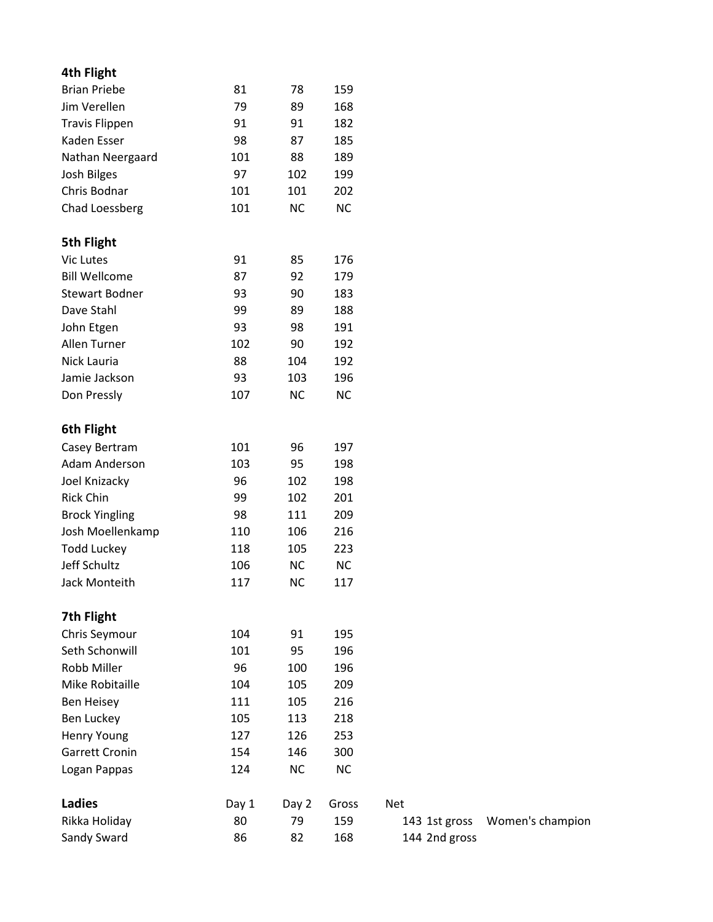**4th Flight**

| | | | |
|---|---|---|---|
| Brian Priebe | 81 | 78 | 159 |
| Jim Verellen | 79 | 89 | 168 |
| Travis Flippen | 91 | 91 | 182 |
| Kaden Esser | 98 | 87 | 185 |
| Nathan Neergaard | 101 | 88 | 189 |
| Josh Bilges | 97 | 102 | 199 |
| Chris Bodnar | 101 | 101 | 202 |
| Chad Loessberg | 101 | NC | NC |

**5th Flight**

| | | | |
|---|---|---|---|
| Vic Lutes | 91 | 85 | 176 |
| Bill Wellcome | 87 | 92 | 179 |
| Stewart Bodner | 93 | 90 | 183 |
| Dave Stahl | 99 | 89 | 188 |
| John Etgen | 93 | 98 | 191 |
| Allen Turner | 102 | 90 | 192 |
| Nick Lauria | 88 | 104 | 192 |
| Jamie Jackson | 93 | 103 | 196 |
| Don Pressly | 107 | NC | NC |

**6th Flight**

| | | | |
|---|---|---|---|
| Casey Bertram | 101 | 96 | 197 |
| Adam Anderson | 103 | 95 | 198 |
| Joel Knizacky | 96 | 102 | 198 |
| Rick Chin | 99 | 102 | 201 |
| Brock Yingling | 98 | 111 | 209 |
| Josh Moellenkamp | 110 | 106 | 216 |
| Todd Luckey | 118 | 105 | 223 |
| Jeff Schultz | 106 | NC | NC |
| Jack Monteith | 117 | NC | 117 |

**7th Flight**

| | | | |
|---|---|---|---|
| Chris Seymour | 104 | 91 | 195 |
| Seth Schonwill | 101 | 95 | 196 |
| Robb Miller | 96 | 100 | 196 |
| Mike Robitaille | 104 | 105 | 209 |
| Ben Heisey | 111 | 105 | 216 |
| Ben Luckey | 105 | 113 | 218 |
| Henry Young | 127 | 126 | 253 |
| Garrett Cronin | 154 | 146 | 300 |
| Logan Pappas | 124 | NC | NC |

| **Ladies** | Day 1 | Day 2 | Gross | Net | | |
|---|---|---|---|---|---|---|
| Rikka Holiday | 80 | 79 | 159 | 143 | 1st gross | Women's champion |
| Sandy Sward | 86 | 82 | 168 | 144 | 2nd gross | |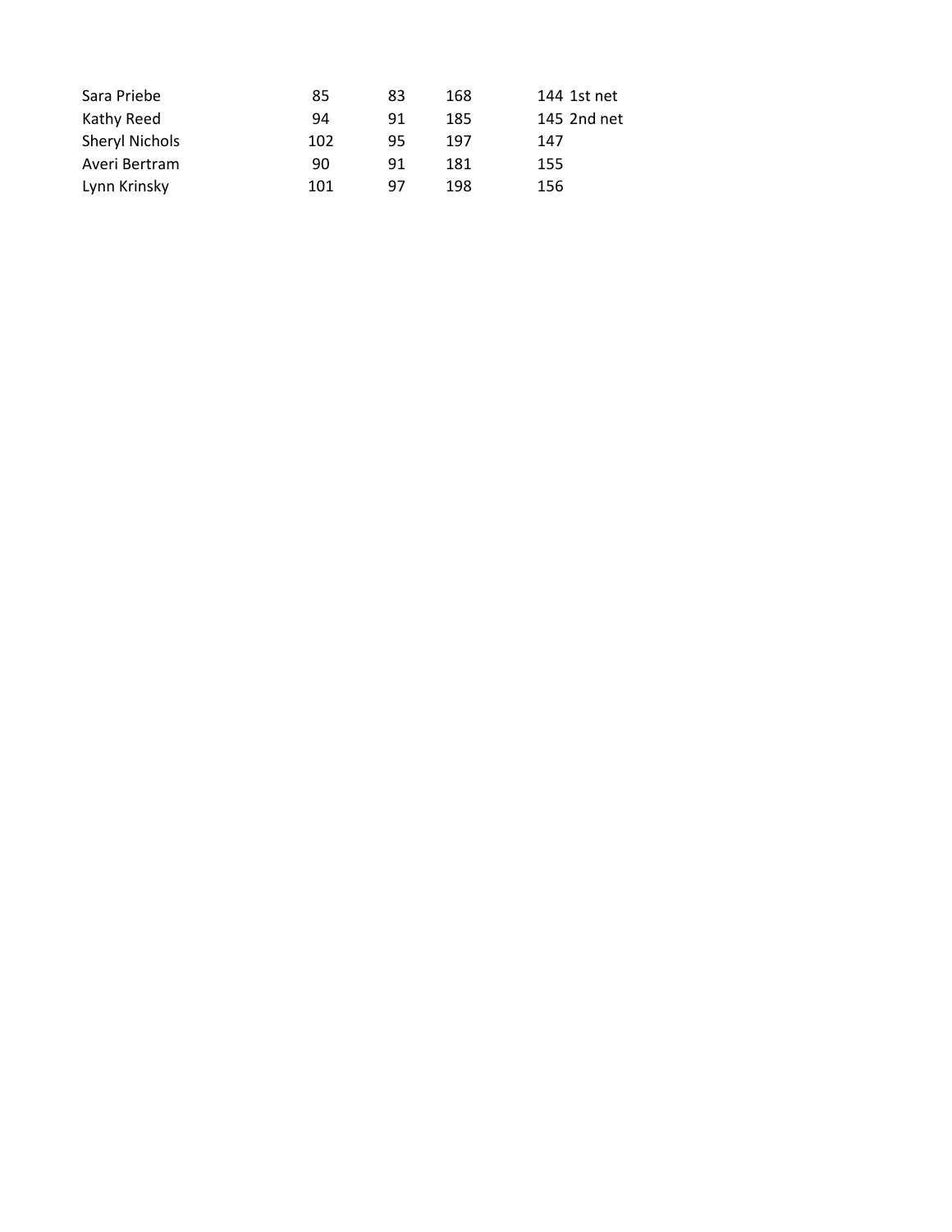| | | | | | |
|---|---|---|---|---|---|
| Sara Priebe | 85 | 83 | 168 | 144 | 1st net |
| Kathy Reed | 94 | 91 | 185 | 145 | 2nd net |
| Sheryl Nichols | 102 | 95 | 197 | 147 | |
| Averi Bertram | 90 | 91 | 181 | 155 | |
| Lynn Krinsky | 101 | 97 | 198 | 156 | |